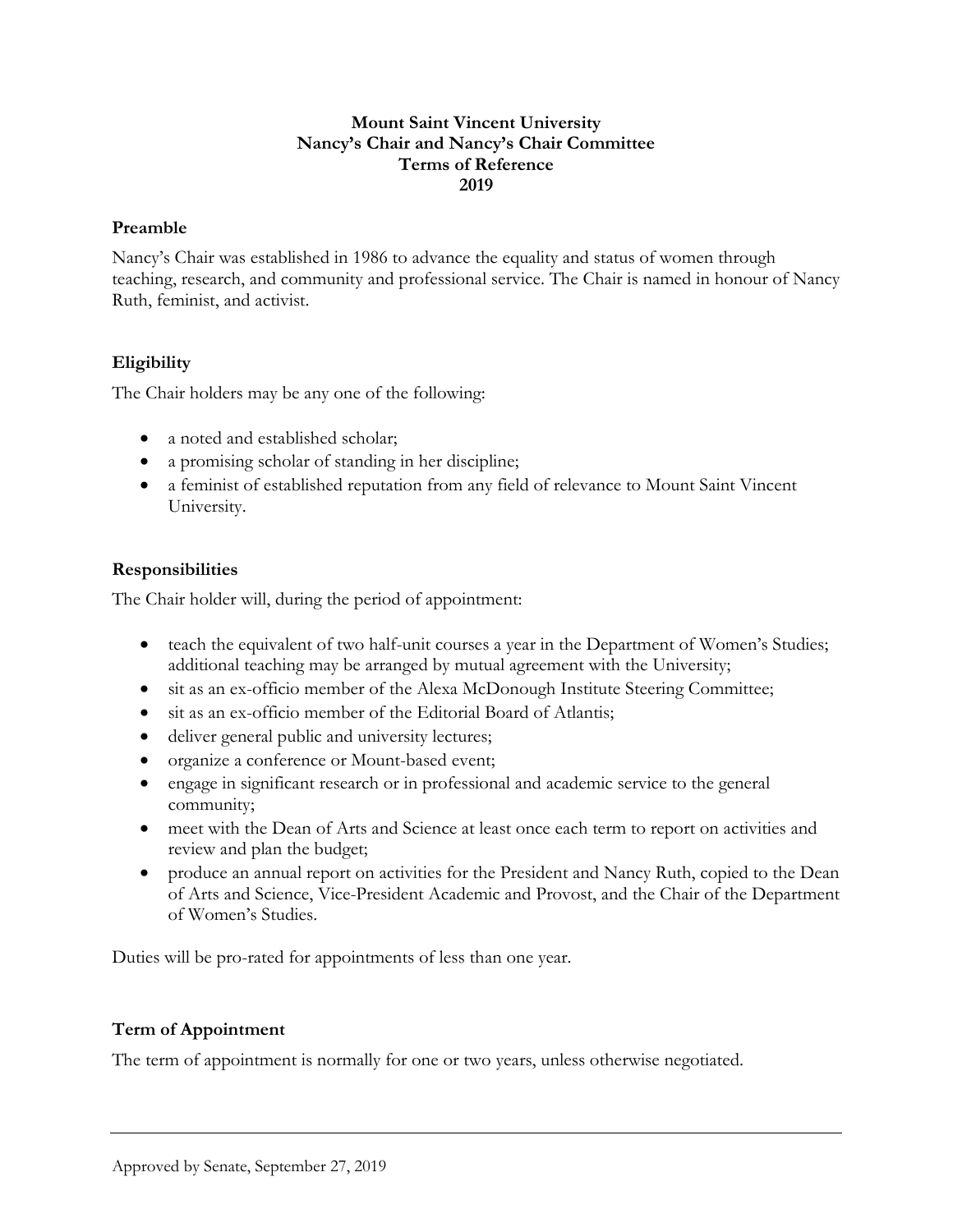# Mount Saint Vincent University
# Nancy's Chair and Nancy's Chair Committee
# Terms of Reference
# 2019

## Preamble

Nancy's Chair was established in 1986 to advance the equality and status of women through teaching, research, and community and professional service. The Chair is named in honour of Nancy Ruth, feminist, and activist.

## Eligibility

The Chair holders may be any one of the following:

- a noted and established scholar;
- a promising scholar of standing in her discipline;
- a feminist of established reputation from any field of relevance to Mount Saint Vincent University.

## Responsibilities

The Chair holder will, during the period of appointment:

- teach the equivalent of two half-unit courses a year in the Department of Women's Studies; additional teaching may be arranged by mutual agreement with the University;
- sit as an ex-officio member of the Alexa McDonough Institute Steering Committee;
- sit as an ex-officio member of the Editorial Board of Atlantis;
- deliver general public and university lectures;
- organize a conference or Mount-based event;
- engage in significant research or in professional and academic service to the general community;
- meet with the Dean of Arts and Science at least once each term to report on activities and review and plan the budget;
- produce an annual report on activities for the President and Nancy Ruth, copied to the Dean of Arts and Science, Vice-President Academic and Provost, and the Chair of the Department of Women's Studies.

Duties will be pro-rated for appointments of less than one year.

## Term of Appointment

The term of appointment is normally for one or two years, unless otherwise negotiated.

---

Approved by Senate, September 27, 2019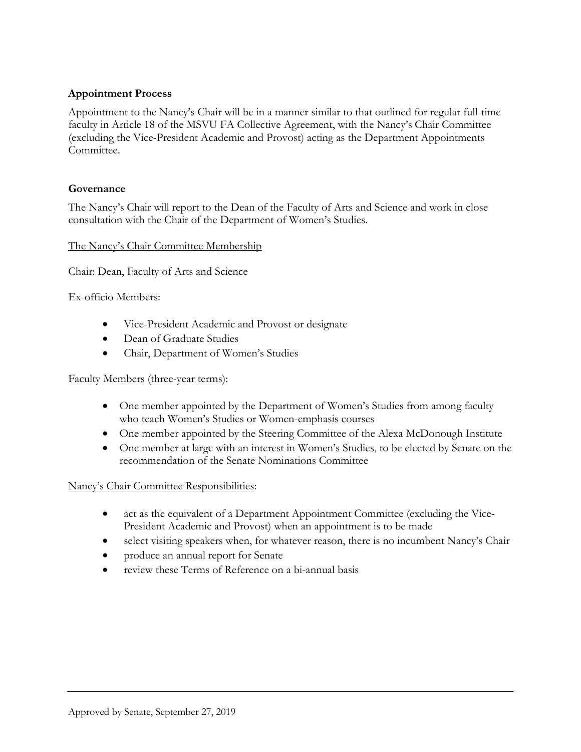## Appointment Process

Appointment to the Nancy's Chair will be in a manner similar to that outlined for regular full-time faculty in Article 18 of the MSVU FA Collective Agreement, with the Nancy's Chair Committee (excluding the Vice-President Academic and Provost) acting as the Department Appointments Committee.

## Governance

The Nancy's Chair will report to the Dean of the Faculty of Arts and Science and work in close consultation with the Chair of the Department of Women's Studies.

The Nancy's Chair Committee Membership

Chair: Dean, Faculty of Arts and Science

Ex-officio Members:

- Vice-President Academic and Provost or designate
- Dean of Graduate Studies
- Chair, Department of Women's Studies

Faculty Members (three-year terms):

- One member appointed by the Department of Women's Studies from among faculty who teach Women's Studies or Women-emphasis courses
- One member appointed by the Steering Committee of the Alexa McDonough Institute
- One member at large with an interest in Women's Studies, to be elected by Senate on the recommendation of the Senate Nominations Committee

Nancy's Chair Committee Responsibilities:

- act as the equivalent of a Department Appointment Committee (excluding the Vice-President Academic and Provost) when an appointment is to be made
- select visiting speakers when, for whatever reason, there is no incumbent Nancy's Chair
- produce an annual report for Senate
- review these Terms of Reference on a bi-annual basis

---

Approved by Senate, September 27, 2019